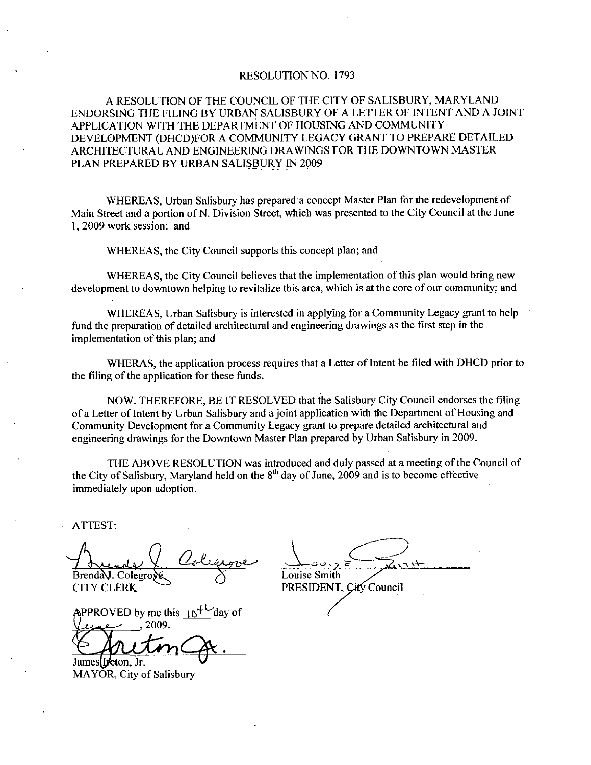# RESOLUTION NO. 1793

A RESOLUTION OF THE COUNCIL OF THE CITY OF SALISBURY, MARYLAND ENDORSING THE FILING BY URBAN SALISBURY OF A LETTER OF INTENT AND A JOINT APPLICATION WITH THE DEPARTMENT OF HOUSING AND COMMUNITY DEVELOPMENT (DHCD)FOR A COMMUNITY LEGACY GRANT TO PREPARE DETAILED ARCHITECTURAL AND ENGINEERING DRAWINGS FOR THE DOWNTOWN MASTER PLAN PREPARED BY URBAN SALISBURY IN 2009

WHEREAS, Urban Salisbury has prepared a concept Master Plan for the redevelopment of Main Street and a portion of N. Division Street, which was presented to the City Council at the June 1, 2009 work session; and

WHEREAS, the City Council supports this concept plan; and

WHEREAS, the City Council believes that the implementation of this plan would bring new development to downtown helping to revitalize this area, which is at the core of our community; and

WHEREAS, Urban Salisbury is interested in applying for a Community Legacy grant to help fund the preparation of detailed architectural and engineering drawings as the first step in the implementation of this plan; and

WHERAS, the application process requires that a Letter of Intent be filed with DHCD prior to the filing of the application for these funds.

NOW, THEREFORE, BE IT RESOLVED that the Salisbury City Council endorses the filing of a Letter of Intent by Urban Salisbury and a joint application with the Department of Housing and Community Development for a Community Legacy grant to prepare detailed architectural and engineering drawings for the Downtown Master Plan prepared by Urban Salisbury in 2009.

THE ABOVE RESOLUTION was introduced and duly passed at a meeting of the Council of the City of Salisbury, Maryland held on the 8th day of June, 2009 and is to become effective immediately upon adoption.

ATTEST:

Brenda J. Colegrove
CITY CLERK

Louise Smith
PRESIDENT, City Council

APPROVED by me this 10th day of June, 2009.

James Ireton, Jr.
MAYOR, City of Salisbury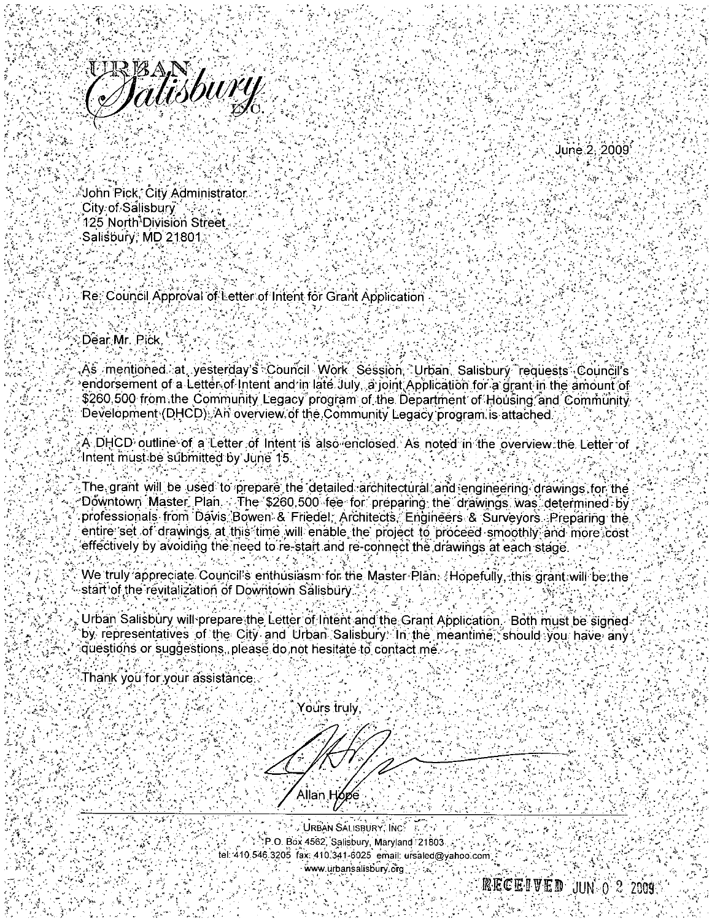URBAN
*Salisbury*
D.C.

June 2, 2009

John Pick, City Administrator
City of Salisbury
125 North Division Street
Salisbury, MD 21801

Re: Council Approval of Letter of Intent for Grant Application

Dear Mr. Pick,

As mentioned at yesterday's Council Work Session, Urban Salisbury requests Council's endorsement of a Letter of Intent and in late July, a joint Application for a grant in the amount of $260,500 from the Community Legacy program of the Department of Housing and Community Development (DHCD). An overview of the Community Legacy program is attached.

A DHCD outline of a Letter of Intent is also enclosed. As noted in the overview the Letter of Intent must be submitted by June 15.

The grant will be used to prepare the detailed architectural and engineering drawings for the Downtown Master Plan. The $260,500 fee for preparing the drawings was determined by professionals from Davis Bowen & Friedel, Architects, Engineers & Surveyors. Preparing the entire set of drawings at this time will enable the project to proceed smoothly and more cost effectively by avoiding the need to re-start and re-connect the drawings at each stage.

We truly appreciate Council's enthusiasm for the Master Plan. Hopefully, this grant will be the start of the revitalization of Downtown Salisbury.

Urban Salisbury will prepare the Letter of Intent and the Grant Application. Both must be signed by representatives of the City and Urban Salisbury. In the meantime, should you have any questions or suggestions, please do not hesitate to contact me.

Thank you for your assistance.

Yours truly,

Allan Hope

URBAN SALISBURY, INC.
P.O. Box 4562, Salisbury, Maryland 21803
tel: 410.546.3205 fax: 410.341-6025 email: ursaled@yahoo.com
www.urbansalisbury.org

RECEIVED JUN 0 2 2009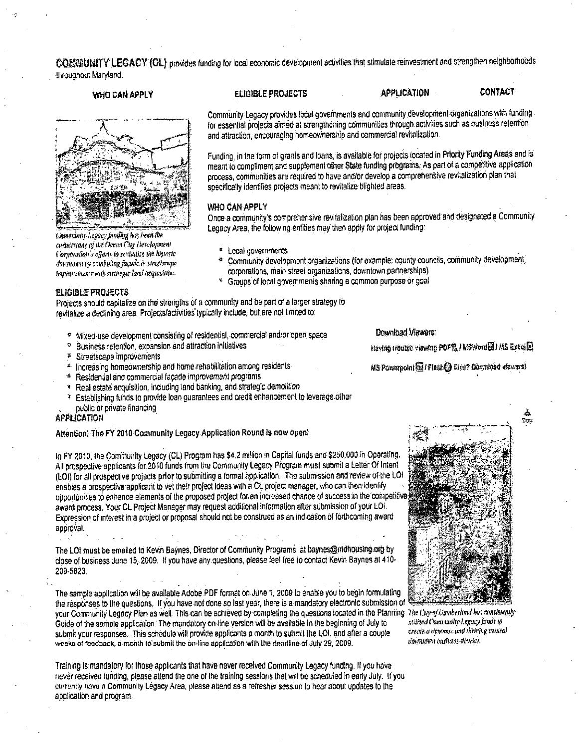**COMMUNITY LEGACY (CL)** provides funding for local economic development activities that stimulate reinvestment and strengthen neighborhoods throughout Maryland.

WHO CAN APPLY | ELIGIBLE PROJECTS | APPLICATION | CONTACT

Community Legacy provides local governments and community development organizations with funding for essential projects aimed at strengthening communities through activities such as business retention and attraction, encouraging homeownership and commercial revitalization.

Funding, in the form of grants and loans, is available for projects located in Priority Funding Areas and is meant to compliment and supplement other State funding programs. As part of a competitive application process, communities are required to have and/or develop a comprehensive revitalization plan that specifically identifies projects meant to revitalize blighted areas.

*Community Legacy funding has been the cornerstone of the Ocean City Development Corporation's efforts to revitalize the historic downtown by combining façade & streetscape improvements with strategic land acquisition.*

### WHO CAN APPLY

Once a community's comprehensive revitalization plan has been approved and designated a Community Legacy Area, the following entities may then apply for project funding:

- Local governments
- Community development organizations (for example: county councils, community development corporations, main street organizations, downtown partnerships)
- Groups of local governments sharing a common purpose or goal

### ELIGIBLE PROJECTS

Projects should capitalize on the strengths of a community and be part of a larger strategy to revitalize a declining area. Projects/activities typically include, but are not limited to:

- Mixed-use development consisting of residential, commercial and/or open space
- Business retention, expansion and attraction initiatives
- Streetscape improvements
- Increasing homeownership and home rehabilitation among residents
- Residential and commercial façade improvement programs
- Real estate acquisition, including land banking, and strategic demolition
- Establishing funds to provide loan guarantees and credit enhancement to leverage other public or private financing

Download Viewers:

Having trouble viewing PDF / MS Word / MS Excel / MS Powerpoint / Flash files? Download viewers!

### APPLICATION

**Attention! The FY 2010 Community Legacy Application Round is now open!**

In FY 2010, the Community Legacy (CL) Program has $4.2 million in Capital funds and $250,000 in Operating. All prospective applicants for 2010 funds from the Community Legacy Program must submit a Letter Of Intent (LOI) for all prospective projects prior to submitting a formal application. The submission and review of the LOI enables a prospective applicant to vet their project ideas with a CL project manager, who can then identify opportunities to enhance elements of the proposed project for an increased chance of success in the competitive award process. Your CL Project Manager may request additional information after submission of your LOI. Expression of interest in a project or proposal should not be construed as an indication of forthcoming award approval.

The LOI must be emailed to Kevin Baynes, Director of Community Programs, at baynes@mdhousing.org by close of business June 15, 2009. If you have any questions, please feel free to contact Kevin Baynes at 410-209-5823.

The sample application will be available Adobe PDF format on June 1, 2009 to enable you to begin formulating the responses to the questions. If you have not done so last year, there is a mandatory electronic submission of your Community Legacy Plan as well. This can be achieved by completing the questions located in the Planning Guide of the sample application. The mandatory on-line version will be available in the beginning of July to submit your responses. This schedule will provide applicants a month to submit the LOI, and after a couple weeks of feedback, a month to submit the on-line application with the deadline of July 29, 2009.

*The City of Cumberland has consistently utilized Community Legacy funds to create a dynamic and thriving central downtown business district.*

Training is mandatory for those applicants that have never received Community Legacy funding. If you have never received funding, please attend the one of the training sessions that will be scheduled in early July. If you currently have a Community Legacy Area, please attend as a refresher session to hear about updates to the application and program.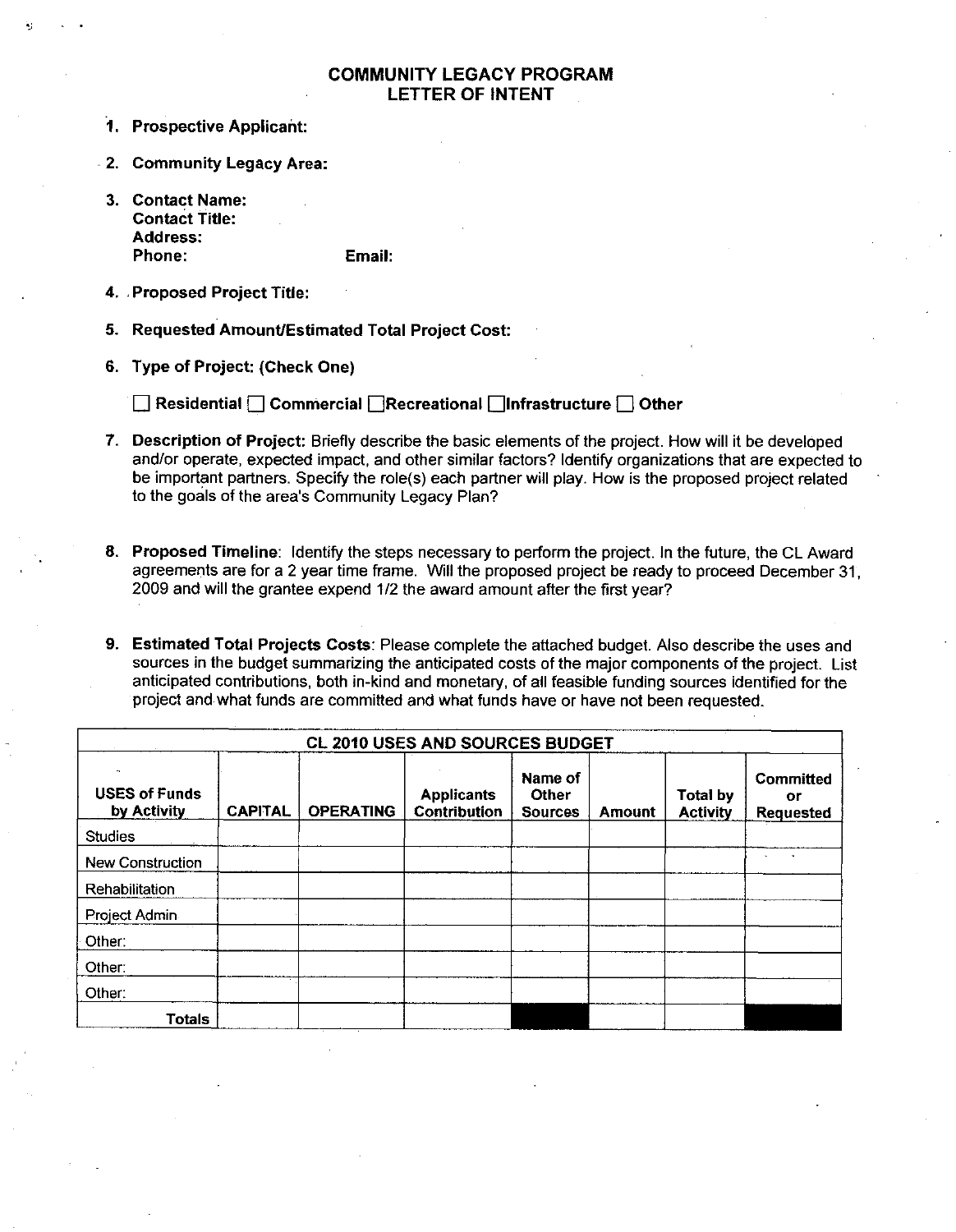# COMMUNITY LEGACY PROGRAM
## LETTER OF INTENT

1. **Prospective Applicant:**

2. **Community Legacy Area:**

3. **Contact Name:**
   **Contact Title:**
   **Address:**
   **Phone:** **Email:**

4. **Proposed Project Title:**

5. **Requested Amount/Estimated Total Project Cost:**

6. **Type of Project: (Check One)**

   ☐ **Residential** ☐ **Commercial** ☐**Recreational** ☐**Infrastructure** ☐ **Other**

7. **Description of Project:** Briefly describe the basic elements of the project. How will it be developed and/or operate, expected impact, and other similar factors? Identify organizations that are expected to be important partners. Specify the role(s) each partner will play. How is the proposed project related to the goals of the area's Community Legacy Plan?

8. **Proposed Timeline**: Identify the steps necessary to perform the project. In the future, the CL Award agreements are for a 2 year time frame. Will the proposed project be ready to proceed December 31, 2009 and will the grantee expend 1/2 the award amount after the first year?

9. **Estimated Total Projects Costs**: Please complete the attached budget. Also describe the uses and sources in the budget summarizing the anticipated costs of the major components of the project. List anticipated contributions, both in-kind and monetary, of all feasible funding sources identified for the project and what funds are committed and what funds have or have not been requested.

**CL 2010 USES AND SOURCES BUDGET**

| USES of Funds by Activity | CAPITAL | OPERATING | Applicants Contribution | Name of Other Sources | Amount | Total by Activity | Committed or Requested |
|---|---|---|---|---|---|---|---|
| Studies | | | | | | | |
| New Construction | | | | | | | |
| Rehabilitation | | | | | | | |
| Project Admin | | | | | | | |
| Other: | | | | | | | |
| Other: | | | | | | | |
| Other: | | | | | | | |
| **Totals** | | | | | | | |